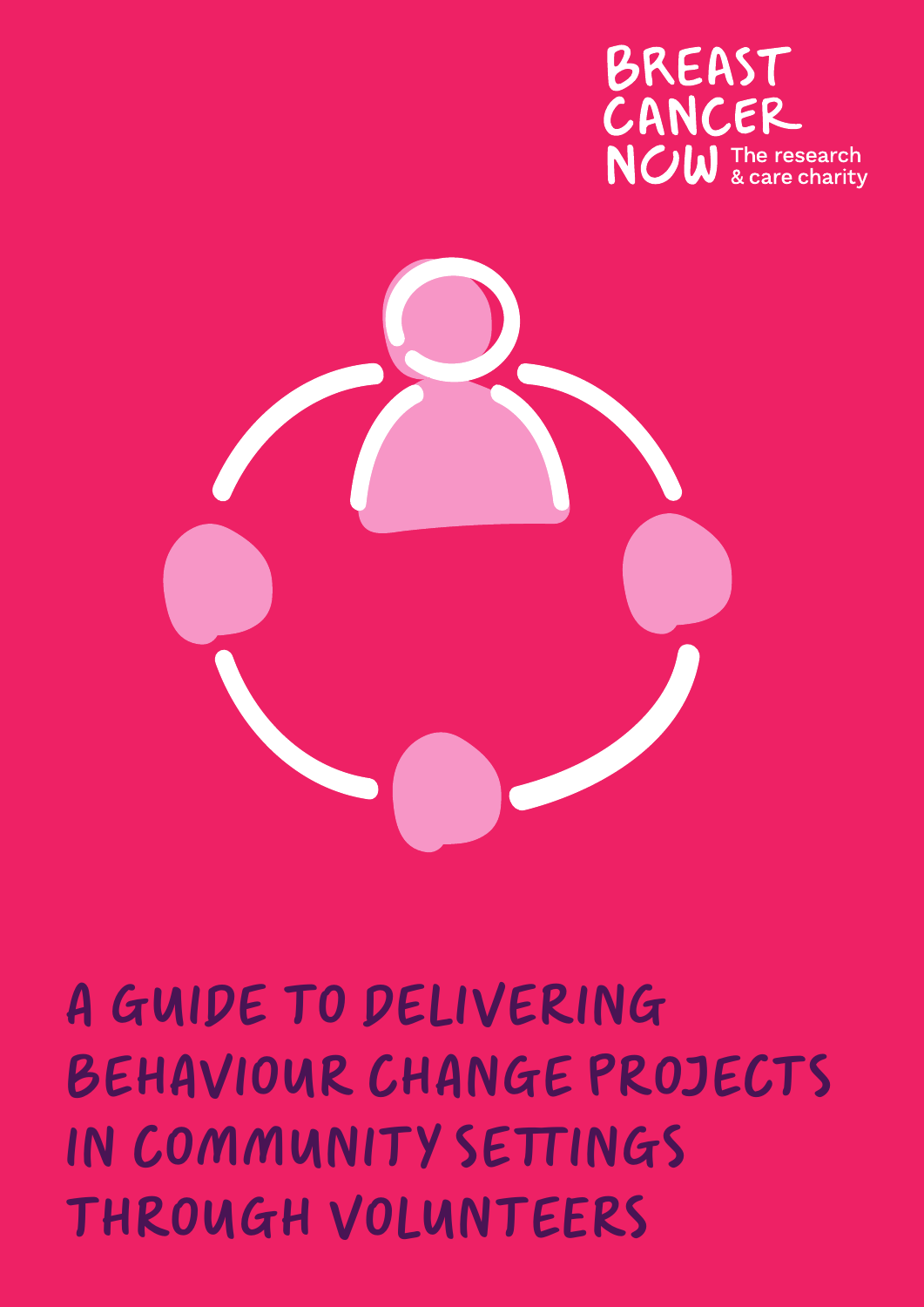BREAST CANCER NOW The research & care charity

# A GUIDE TO DELIVERING BEHAVIOUR CHANGE PROJECTS IN COMMUNITY SETTINGS THROUGH VOLUNTEERS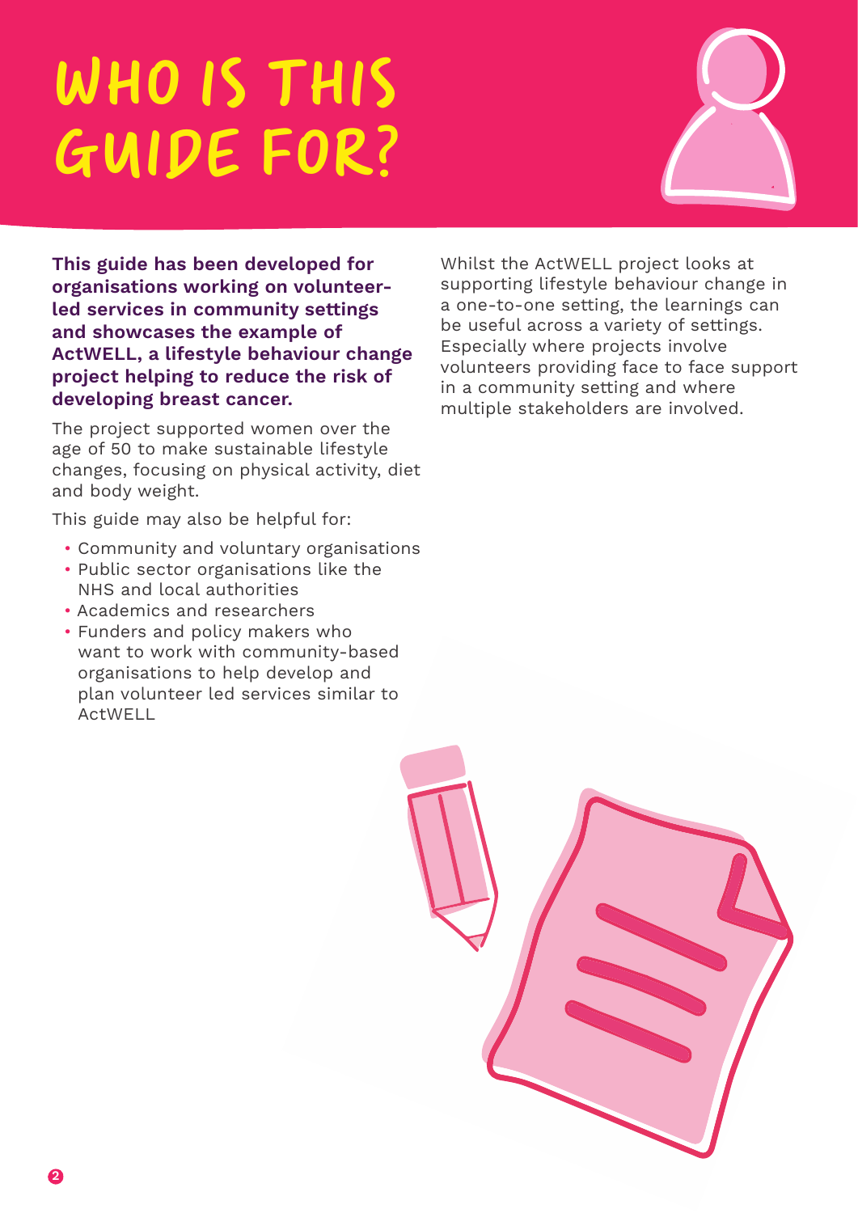# WHO IS THIS GUIDE FOR?

**This guide has been developed for organisations working on volunteer-led services in community settings and showcases the example of ActWELL, a lifestyle behaviour change project helping to reduce the risk of developing breast cancer.**

The project supported women over the age of 50 to make sustainable lifestyle changes, focusing on physical activity, diet and body weight.

This guide may also be helpful for:

- Community and voluntary organisations
- Public sector organisations like the NHS and local authorities
- Academics and researchers
- Funders and policy makers who want to work with community-based organisations to help develop and plan volunteer led services similar to ActWELL

Whilst the ActWELL project looks at supporting lifestyle behaviour change in a one-to-one setting, the learnings can be useful across a variety of settings. Especially where projects involve volunteers providing face to face support in a community setting and where multiple stakeholders are involved.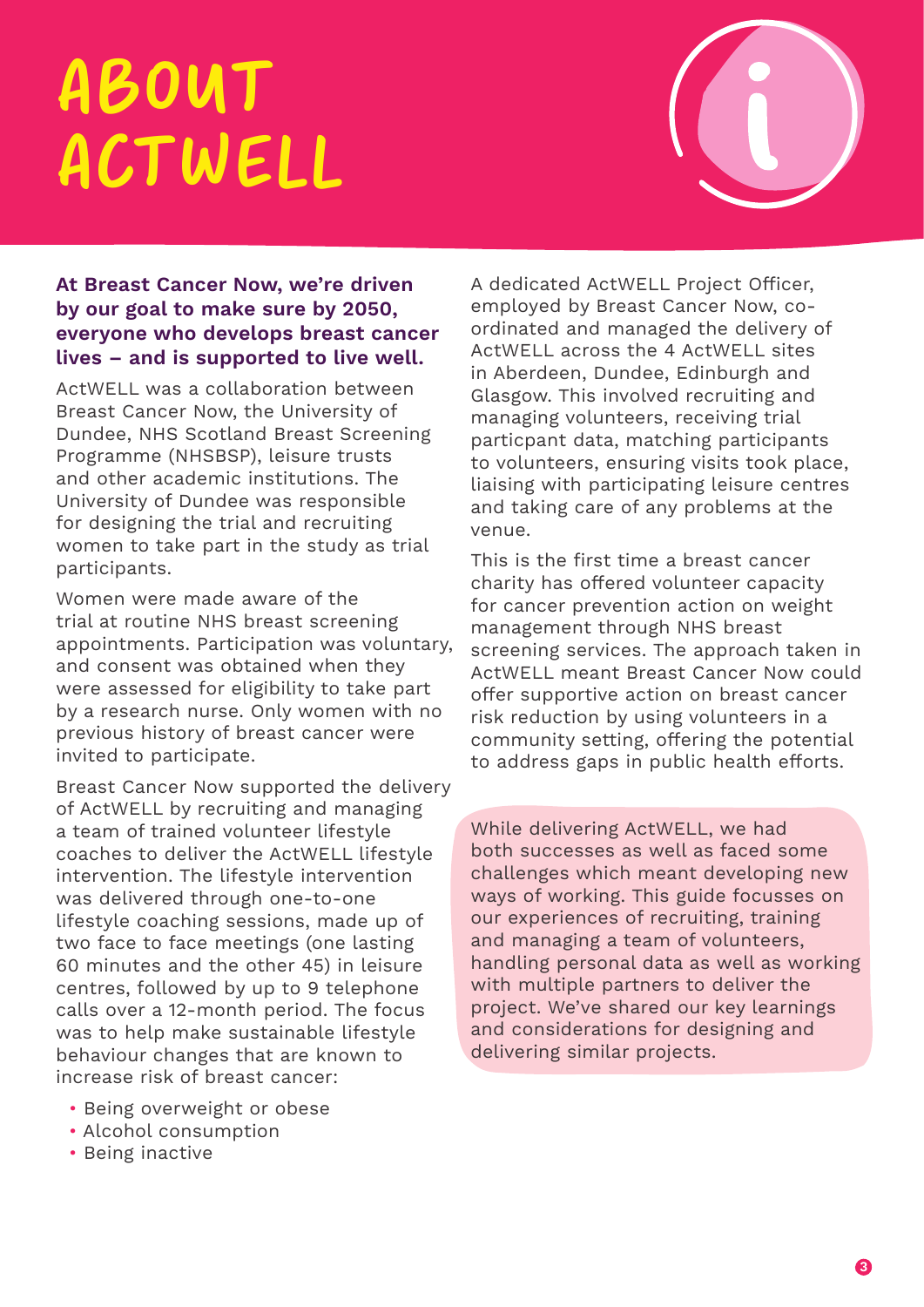# ABOUT ACTWELL

**At Breast Cancer Now, we're driven by our goal to make sure by 2050, everyone who develops breast cancer lives – and is supported to live well.**

ActWELL was a collaboration between Breast Cancer Now, the University of Dundee, NHS Scotland Breast Screening Programme (NHSBSP), leisure trusts and other academic institutions. The University of Dundee was responsible for designing the trial and recruiting women to take part in the study as trial participants.

Women were made aware of the trial at routine NHS breast screening appointments. Participation was voluntary, and consent was obtained when they were assessed for eligibility to take part by a research nurse. Only women with no previous history of breast cancer were invited to participate.

Breast Cancer Now supported the delivery of ActWELL by recruiting and managing a team of trained volunteer lifestyle coaches to deliver the ActWELL lifestyle intervention. The lifestyle intervention was delivered through one-to-one lifestyle coaching sessions, made up of two face to face meetings (one lasting 60 minutes and the other 45) in leisure centres, followed by up to 9 telephone calls over a 12-month period. The focus was to help make sustainable lifestyle behaviour changes that are known to increase risk of breast cancer:

- Being overweight or obese
- Alcohol consumption
- Being inactive

A dedicated ActWELL Project Officer, employed by Breast Cancer Now, co-ordinated and managed the delivery of ActWELL across the 4 ActWELL sites in Aberdeen, Dundee, Edinburgh and Glasgow. This involved recruiting and managing volunteers, receiving trial particpant data, matching participants to volunteers, ensuring visits took place, liaising with participating leisure centres and taking care of any problems at the venue.

This is the first time a breast cancer charity has offered volunteer capacity for cancer prevention action on weight management through NHS breast screening services. The approach taken in ActWELL meant Breast Cancer Now could offer supportive action on breast cancer risk reduction by using volunteers in a community setting, offering the potential to address gaps in public health efforts.

While delivering ActWELL, we had both successes as well as faced some challenges which meant developing new ways of working. This guide focusses on our experiences of recruiting, training and managing a team of volunteers, handling personal data as well as working with multiple partners to deliver the project. We've shared our key learnings and considerations for designing and delivering similar projects.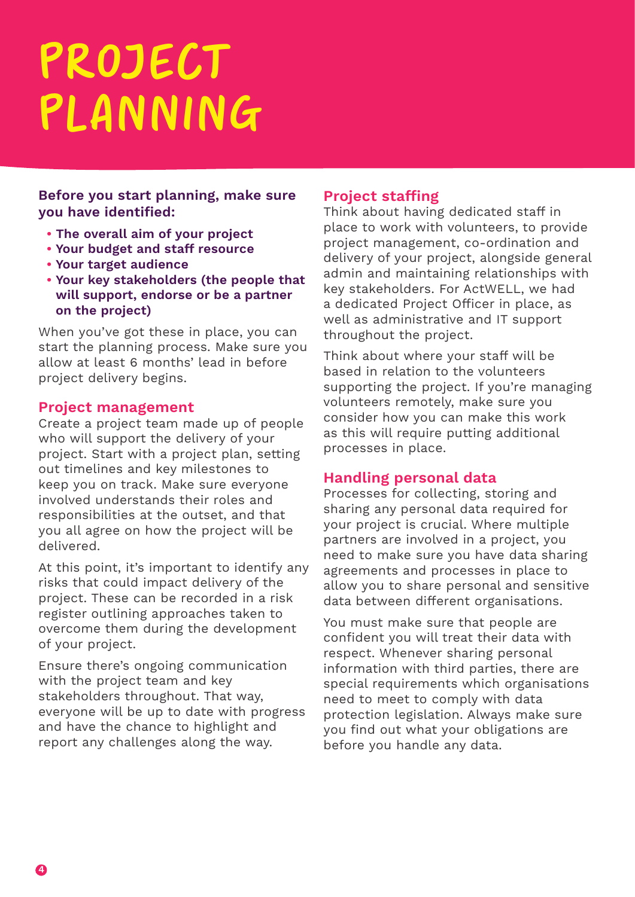# PROJECT PLANNING

**Before you start planning, make sure you have identified:**

- **The overall aim of your project**
- **Your budget and staff resource**
- **Your target audience**
- **Your key stakeholders (the people that will support, endorse or be a partner on the project)**

When you've got these in place, you can start the planning process. Make sure you allow at least 6 months' lead in before project delivery begins.

## Project management

Create a project team made up of people who will support the delivery of your project. Start with a project plan, setting out timelines and key milestones to keep you on track. Make sure everyone involved understands their roles and responsibilities at the outset, and that you all agree on how the project will be delivered.

At this point, it's important to identify any risks that could impact delivery of the project. These can be recorded in a risk register outlining approaches taken to overcome them during the development of your project.

Ensure there's ongoing communication with the project team and key stakeholders throughout. That way, everyone will be up to date with progress and have the chance to highlight and report any challenges along the way.

## Project staffing

Think about having dedicated staff in place to work with volunteers, to provide project management, co-ordination and delivery of your project, alongside general admin and maintaining relationships with key stakeholders. For ActWELL, we had a dedicated Project Officer in place, as well as administrative and IT support throughout the project.

Think about where your staff will be based in relation to the volunteers supporting the project. If you're managing volunteers remotely, make sure you consider how you can make this work as this will require putting additional processes in place.

## Handling personal data

Processes for collecting, storing and sharing any personal data required for your project is crucial. Where multiple partners are involved in a project, you need to make sure you have data sharing agreements and processes in place to allow you to share personal and sensitive data between different organisations.

You must make sure that people are confident you will treat their data with respect. Whenever sharing personal information with third parties, there are special requirements which organisations need to meet to comply with data protection legislation. Always make sure you find out what your obligations are before you handle any data.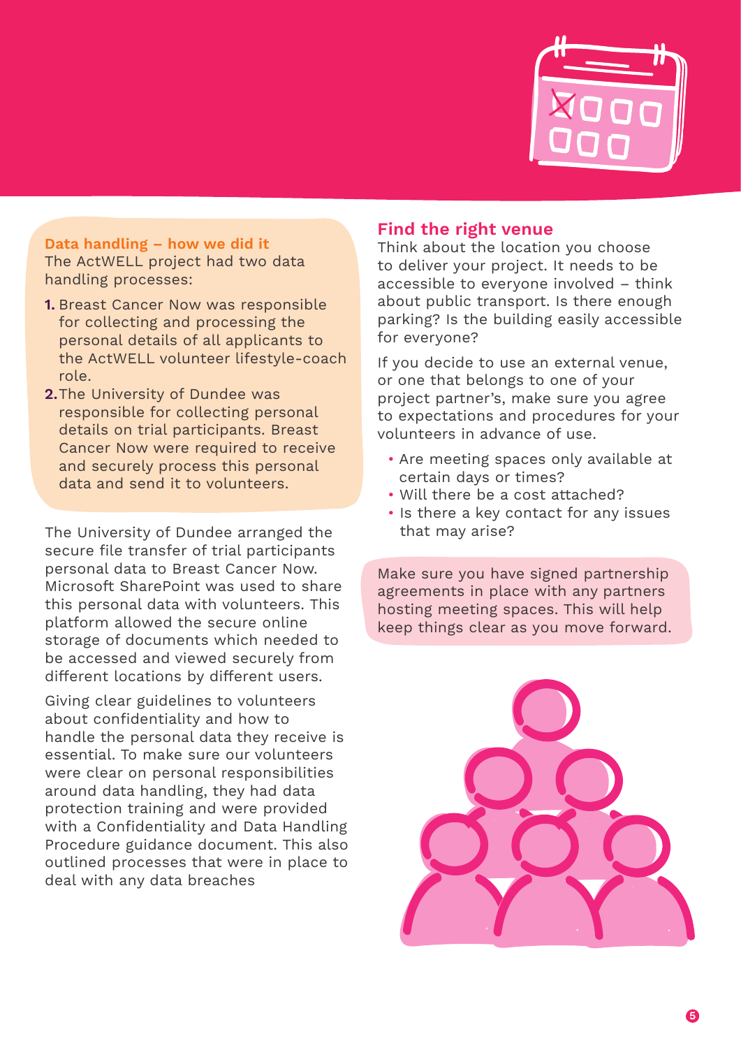### Data handling – how we did it

The ActWELL project had two data handling processes:

1. Breast Cancer Now was responsible for collecting and processing the personal details of all applicants to the ActWELL volunteer lifestyle-coach role.
2. The University of Dundee was responsible for collecting personal details on trial participants. Breast Cancer Now were required to receive and securely process this personal data and send it to volunteers.

The University of Dundee arranged the secure file transfer of trial participants personal data to Breast Cancer Now. Microsoft SharePoint was used to share this personal data with volunteers. This platform allowed the secure online storage of documents which needed to be accessed and viewed securely from different locations by different users.

Giving clear guidelines to volunteers about confidentiality and how to handle the personal data they receive is essential. To make sure our volunteers were clear on personal responsibilities around data handling, they had data protection training and were provided with a Confidentiality and Data Handling Procedure guidance document. This also outlined processes that were in place to deal with any data breaches

## Find the right venue

Think about the location you choose to deliver your project. It needs to be accessible to everyone involved – think about public transport. Is there enough parking? Is the building easily accessible for everyone?

If you decide to use an external venue, or one that belongs to one of your project partner's, make sure you agree to expectations and procedures for your volunteers in advance of use.

- Are meeting spaces only available at certain days or times?
- Will there be a cost attached?
- Is there a key contact for any issues that may arise?

Make sure you have signed partnership agreements in place with any partners hosting meeting spaces. This will help keep things clear as you move forward.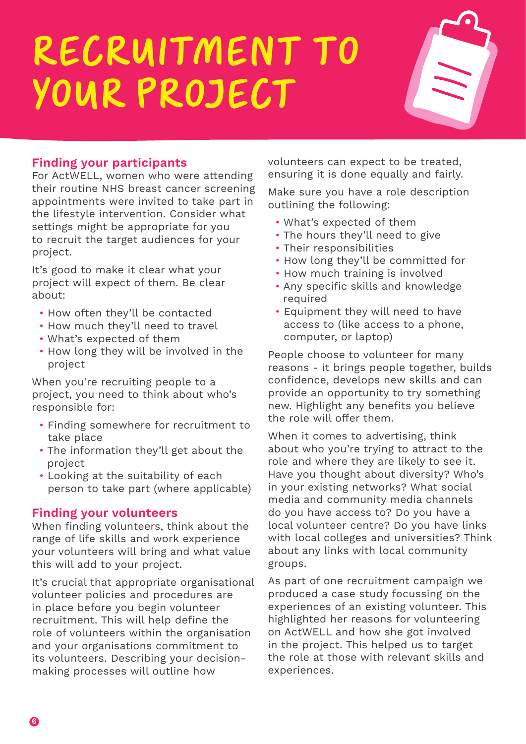# RECRUITMENT TO YOUR PROJECT

## Finding your participants

For ActWELL, women who were attending their routine NHS breast cancer screening appointments were invited to take part in the lifestyle intervention. Consider what settings might be appropriate for you to recruit the target audiences for your project.

It's good to make it clear what your project will expect of them. Be clear about:

- How often they'll be contacted
- How much they'll need to travel
- What's expected of them
- How long they will be involved in the project

When you're recruiting people to a project, you need to think about who's responsible for:

- Finding somewhere for recruitment to take place
- The information they'll get about the project
- Looking at the suitability of each person to take part (where applicable)

## Finding your volunteers

When finding volunteers, think about the range of life skills and work experience your volunteers will bring and what value this will add to your project.

It's crucial that appropriate organisational volunteer policies and procedures are in place before you begin volunteer recruitment. This will help define the role of volunteers within the organisation and your organisations commitment to its volunteers. Describing your decision-making processes will outline how volunteers can expect to be treated, ensuring it is done equally and fairly.

Make sure you have a role description outlining the following:

- What's expected of them
- The hours they'll need to give
- Their responsibilities
- How long they'll be committed for
- How much training is involved
- Any specific skills and knowledge required
- Equipment they will need to have access to (like access to a phone, computer, or laptop)

People choose to volunteer for many reasons - it brings people together, builds confidence, develops new skills and can provide an opportunity to try something new. Highlight any benefits you believe the role will offer them.

When it comes to advertising, think about who you're trying to attract to the role and where they are likely to see it. Have you thought about diversity? Who's in your existing networks? What social media and community media channels do you have access to? Do you have a local volunteer centre? Do you have links with local colleges and universities? Think about any links with local community groups.

As part of one recruitment campaign we produced a case study focussing on the experiences of an existing volunteer. This highlighted her reasons for volunteering on ActWELL and how she got involved in the project. This helped us to target the role at those with relevant skills and experiences.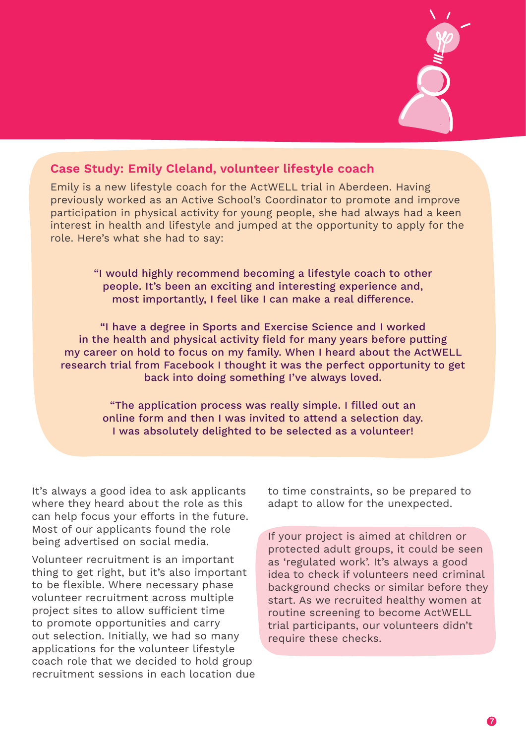### Case Study: Emily Cleland, volunteer lifestyle coach

Emily is a new lifestyle coach for the ActWELL trial in Aberdeen. Having previously worked as an Active School's Coordinator to promote and improve participation in physical activity for young people, she had always had a keen interest in health and lifestyle and jumped at the opportunity to apply for the role. Here's what she had to say:

"I would highly recommend becoming a lifestyle coach to other people. It's been an exciting and interesting experience and, most importantly, I feel like I can make a real difference.

"I have a degree in Sports and Exercise Science and I worked in the health and physical activity field for many years before putting my career on hold to focus on my family. When I heard about the ActWELL research trial from Facebook I thought it was the perfect opportunity to get back into doing something I've always loved.

"The application process was really simple. I filled out an online form and then I was invited to attend a selection day. I was absolutely delighted to be selected as a volunteer!

It's always a good idea to ask applicants where they heard about the role as this can help focus your efforts in the future. Most of our applicants found the role being advertised on social media.

Volunteer recruitment is an important thing to get right, but it's also important to be flexible. Where necessary phase volunteer recruitment across multiple project sites to allow sufficient time to promote opportunities and carry out selection. Initially, we had so many applications for the volunteer lifestyle coach role that we decided to hold group recruitment sessions in each location due to time constraints, so be prepared to adapt to allow for the unexpected.

If your project is aimed at children or protected adult groups, it could be seen as 'regulated work'. It's always a good idea to check if volunteers need criminal background checks or similar before they start. As we recruited healthy women at routine screening to become ActWELL trial participants, our volunteers didn't require these checks.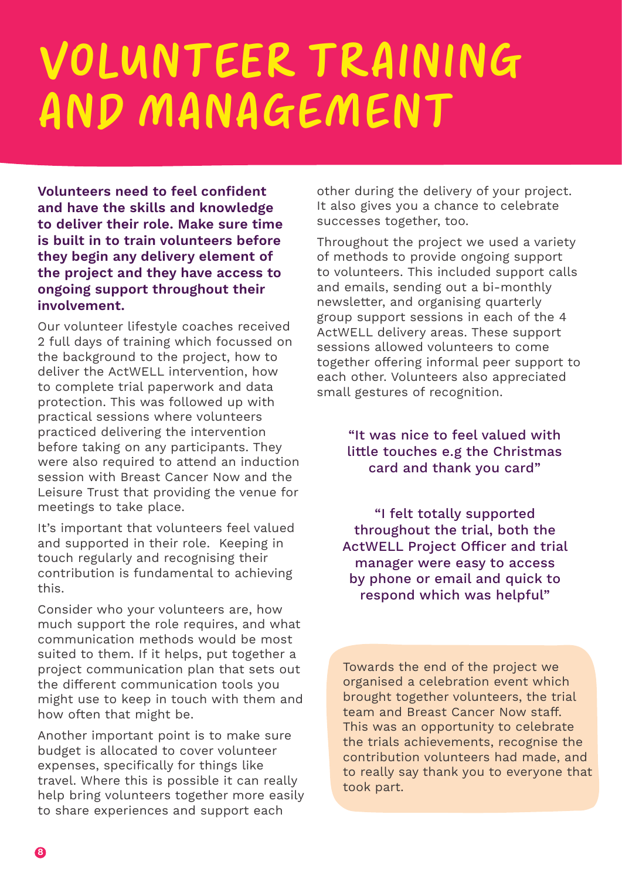# VOLUNTEER TRAINING AND MANAGEMENT

**Volunteers need to feel confident and have the skills and knowledge to deliver their role. Make sure time is built in to train volunteers before they begin any delivery element of the project and they have access to ongoing support throughout their involvement.**

Our volunteer lifestyle coaches received 2 full days of training which focussed on the background to the project, how to deliver the ActWELL intervention, how to complete trial paperwork and data protection. This was followed up with practical sessions where volunteers practiced delivering the intervention before taking on any participants. They were also required to attend an induction session with Breast Cancer Now and the Leisure Trust that providing the venue for meetings to take place.

It's important that volunteers feel valued and supported in their role. Keeping in touch regularly and recognising their contribution is fundamental to achieving this.

Consider who your volunteers are, how much support the role requires, and what communication methods would be most suited to them. If it helps, put together a project communication plan that sets out the different communication tools you might use to keep in touch with them and how often that might be.

Another important point is to make sure budget is allocated to cover volunteer expenses, specifically for things like travel. Where this is possible it can really help bring volunteers together more easily to share experiences and support each other during the delivery of your project. It also gives you a chance to celebrate successes together, too.

Throughout the project we used a variety of methods to provide ongoing support to volunteers. This included support calls and emails, sending out a bi-monthly newsletter, and organising quarterly group support sessions in each of the 4 ActWELL delivery areas. These support sessions allowed volunteers to come together offering informal peer support to each other. Volunteers also appreciated small gestures of recognition.

"It was nice to feel valued with little touches e.g the Christmas card and thank you card"

"I felt totally supported throughout the trial, both the ActWELL Project Officer and trial manager were easy to access by phone or email and quick to respond which was helpful"

Towards the end of the project we organised a celebration event which brought together volunteers, the trial team and Breast Cancer Now staff. This was an opportunity to celebrate the trials achievements, recognise the contribution volunteers had made, and to really say thank you to everyone that took part.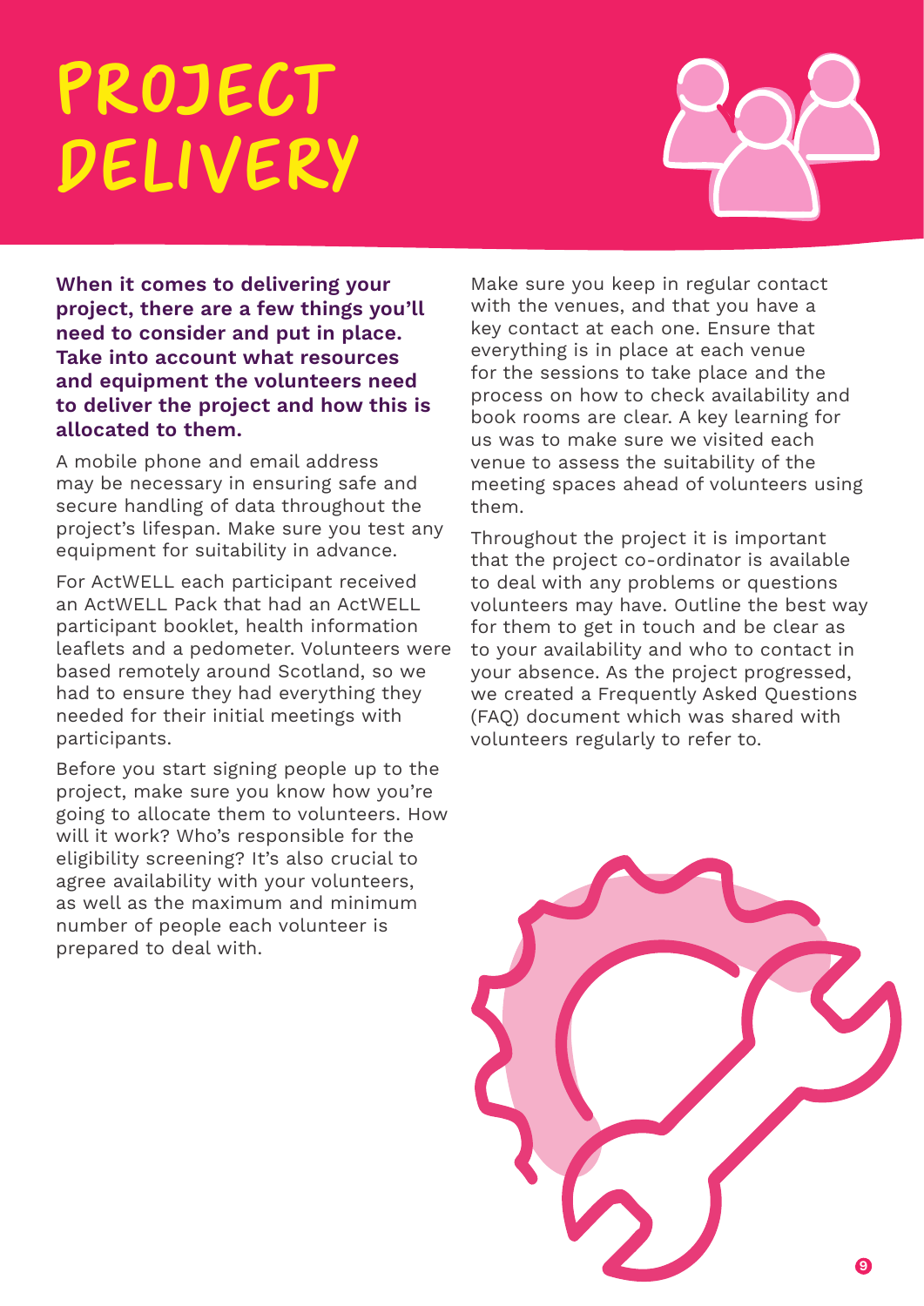# PROJECT DELIVERY

**When it comes to delivering your project, there are a few things you'll need to consider and put in place. Take into account what resources and equipment the volunteers need to deliver the project and how this is allocated to them.**

A mobile phone and email address may be necessary in ensuring safe and secure handling of data throughout the project's lifespan. Make sure you test any equipment for suitability in advance.

For ActWELL each participant received an ActWELL Pack that had an ActWELL participant booklet, health information leaflets and a pedometer. Volunteers were based remotely around Scotland, so we had to ensure they had everything they needed for their initial meetings with participants.

Before you start signing people up to the project, make sure you know how you're going to allocate them to volunteers. How will it work? Who's responsible for the eligibility screening? It's also crucial to agree availability with your volunteers, as well as the maximum and minimum number of people each volunteer is prepared to deal with.

Make sure you keep in regular contact with the venues, and that you have a key contact at each one. Ensure that everything is in place at each venue for the sessions to take place and the process on how to check availability and book rooms are clear. A key learning for us was to make sure we visited each venue to assess the suitability of the meeting spaces ahead of volunteers using them.

Throughout the project it is important that the project co-ordinator is available to deal with any problems or questions volunteers may have. Outline the best way for them to get in touch and be clear as to your availability and who to contact in your absence. As the project progressed, we created a Frequently Asked Questions (FAQ) document which was shared with volunteers regularly to refer to.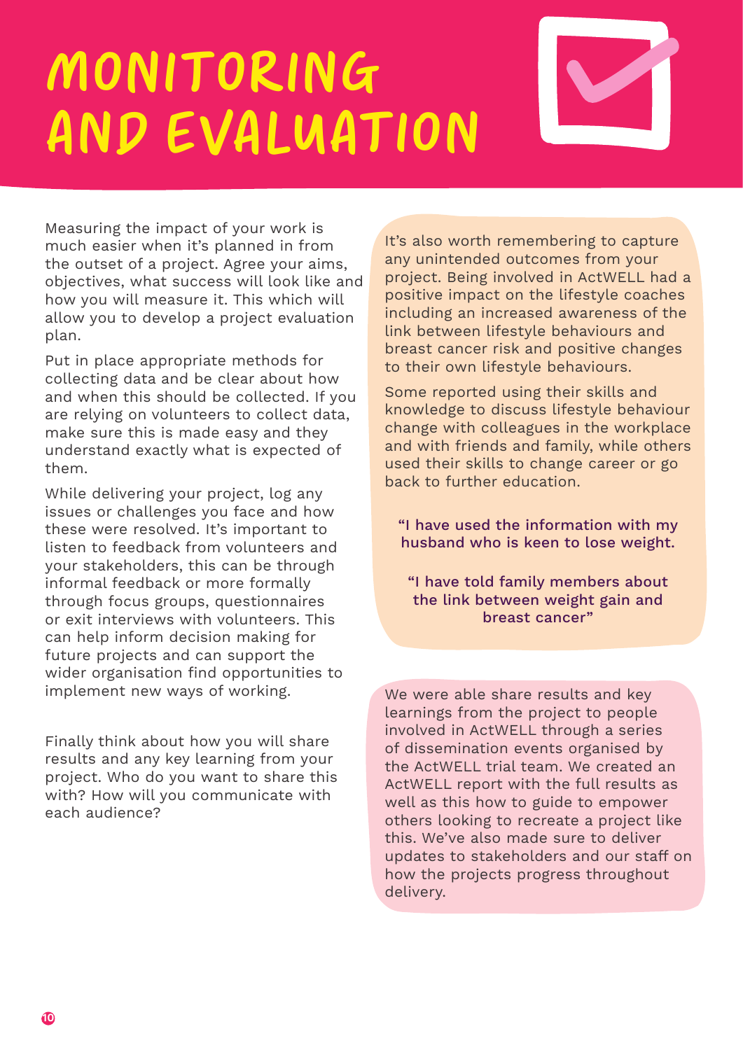# MONITORING AND EVALUATION

Measuring the impact of your work is much easier when it's planned in from the outset of a project. Agree your aims, objectives, what success will look like and how you will measure it. This which will allow you to develop a project evaluation plan.

Put in place appropriate methods for collecting data and be clear about how and when this should be collected. If you are relying on volunteers to collect data, make sure this is made easy and they understand exactly what is expected of them.

While delivering your project, log any issues or challenges you face and how these were resolved. It's important to listen to feedback from volunteers and your stakeholders, this can be through informal feedback or more formally through focus groups, questionnaires or exit interviews with volunteers. This can help inform decision making for future projects and can support the wider organisation find opportunities to implement new ways of working.

Finally think about how you will share results and any key learning from your project. Who do you want to share this with? How will you communicate with each audience?

It's also worth remembering to capture any unintended outcomes from your project. Being involved in ActWELL had a positive impact on the lifestyle coaches including an increased awareness of the link between lifestyle behaviours and breast cancer risk and positive changes to their own lifestyle behaviours.

Some reported using their skills and knowledge to discuss lifestyle behaviour change with colleagues in the workplace and with friends and family, while others used their skills to change career or go back to further education.

"I have used the information with my husband who is keen to lose weight.

"I have told family members about the link between weight gain and breast cancer"

We were able share results and key learnings from the project to people involved in ActWELL through a series of dissemination events organised by the ActWELL trial team. We created an ActWELL report with the full results as well as this how to guide to empower others looking to recreate a project like this. We've also made sure to deliver updates to stakeholders and our staff on how the projects progress throughout delivery.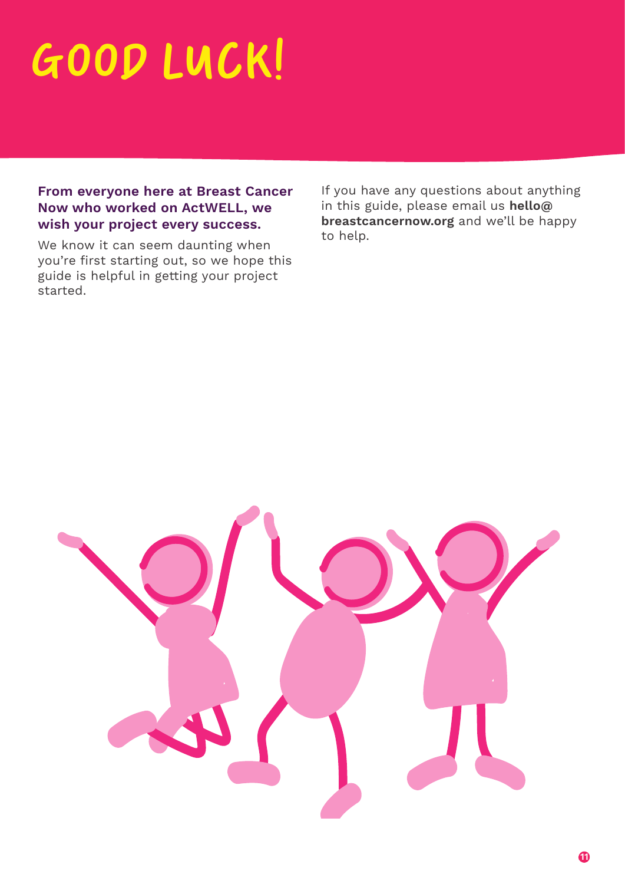# GOOD LUCK!

**From everyone here at Breast Cancer Now who worked on ActWELL, we wish your project every success.**

We know it can seem daunting when you're first starting out, so we hope this guide is helpful in getting your project started.

If you have any questions about anything in this guide, please email us **hello@breastcancernow.org** and we'll be happy to help.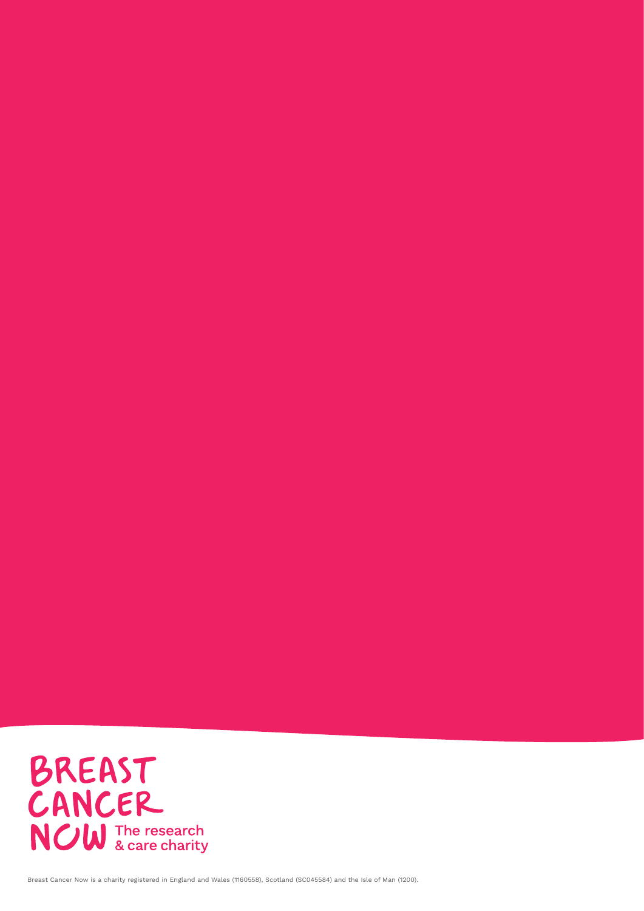BREAST CANCER NOW The research & care charity

Breast Cancer Now is a charity registered in England and Wales (1160558), Scotland (SC045584) and the Isle of Man (1200).